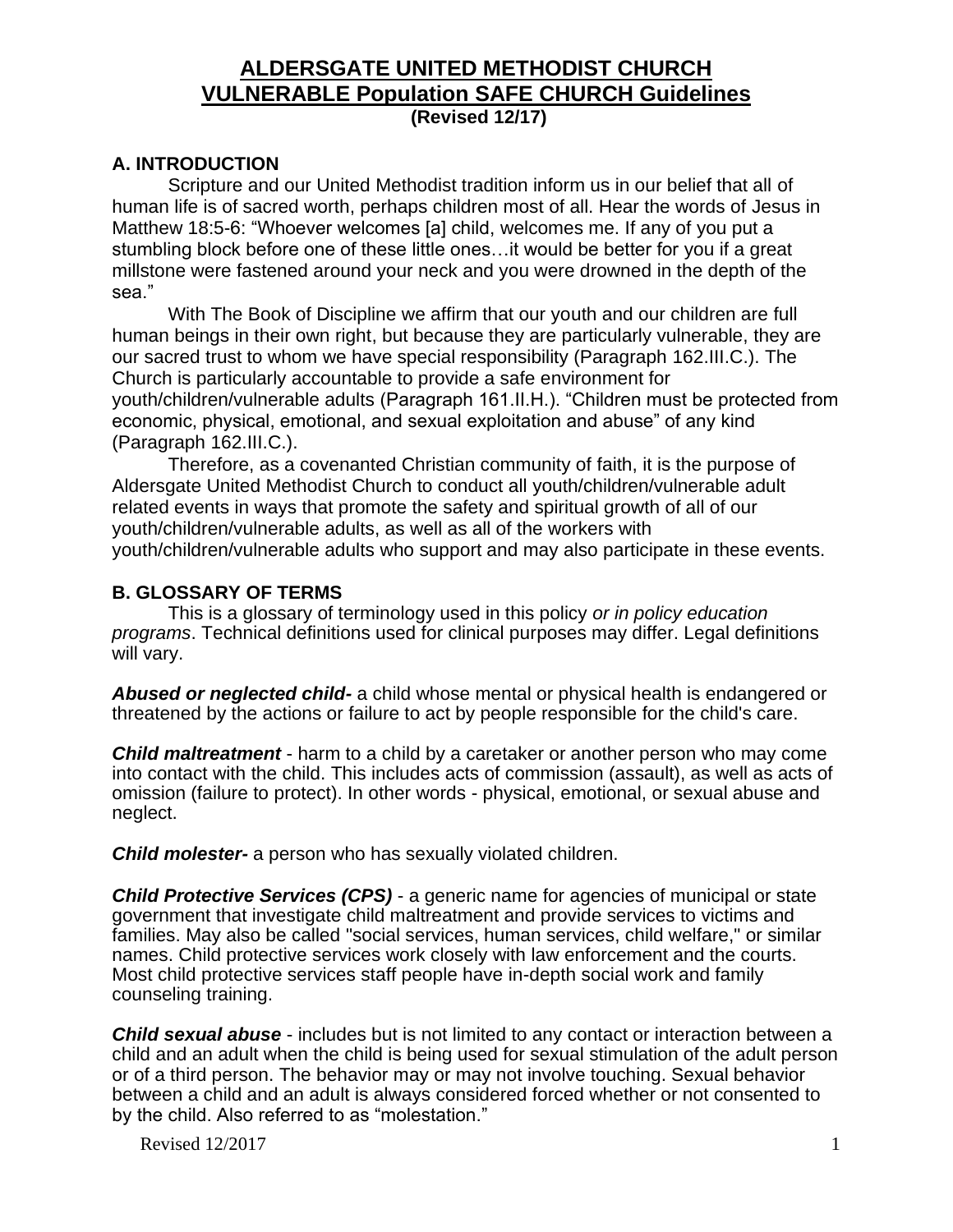# ALDERSGATE UNITED METHODIST CHURCH
# VULNERABLE Population SAFE CHURCH Guidelines

**(Revised 12/17)**

## A. INTRODUCTION

Scripture and our United Methodist tradition inform us in our belief that all of human life is of sacred worth, perhaps children most of all. Hear the words of Jesus in Matthew 18:5-6: "Whoever welcomes [a] child, welcomes me. If any of you put a stumbling block before one of these little ones…it would be better for you if a great millstone were fastened around your neck and you were drowned in the depth of the sea."

With The Book of Discipline we affirm that our youth and our children are full human beings in their own right, but because they are particularly vulnerable, they are our sacred trust to whom we have special responsibility (Paragraph 162.III.C.). The Church is particularly accountable to provide a safe environment for youth/children/vulnerable adults (Paragraph 161.II.H.). "Children must be protected from economic, physical, emotional, and sexual exploitation and abuse" of any kind (Paragraph 162.III.C.).

Therefore, as a covenanted Christian community of faith, it is the purpose of Aldersgate United Methodist Church to conduct all youth/children/vulnerable adult related events in ways that promote the safety and spiritual growth of all of our youth/children/vulnerable adults, as well as all of the workers with youth/children/vulnerable adults who support and may also participate in these events.

## B. GLOSSARY OF TERMS

This is a glossary of terminology used in this policy *or in policy education programs*. Technical definitions used for clinical purposes may differ. Legal definitions will vary.

***Abused or neglected child-*** a child whose mental or physical health is endangered or threatened by the actions or failure to act by people responsible for the child's care.

***Child maltreatment*** - harm to a child by a caretaker or another person who may come into contact with the child. This includes acts of commission (assault), as well as acts of omission (failure to protect). In other words - physical, emotional, or sexual abuse and neglect.

***Child molester-*** a person who has sexually violated children.

***Child Protective Services (CPS)*** - a generic name for agencies of municipal or state government that investigate child maltreatment and provide services to victims and families. May also be called "social services, human services, child welfare," or similar names. Child protective services work closely with law enforcement and the courts. Most child protective services staff people have in-depth social work and family counseling training.

***Child sexual abuse*** - includes but is not limited to any contact or interaction between a child and an adult when the child is being used for sexual stimulation of the adult person or of a third person. The behavior may or may not involve touching. Sexual behavior between a child and an adult is always considered forced whether or not consented to by the child. Also referred to as "molestation."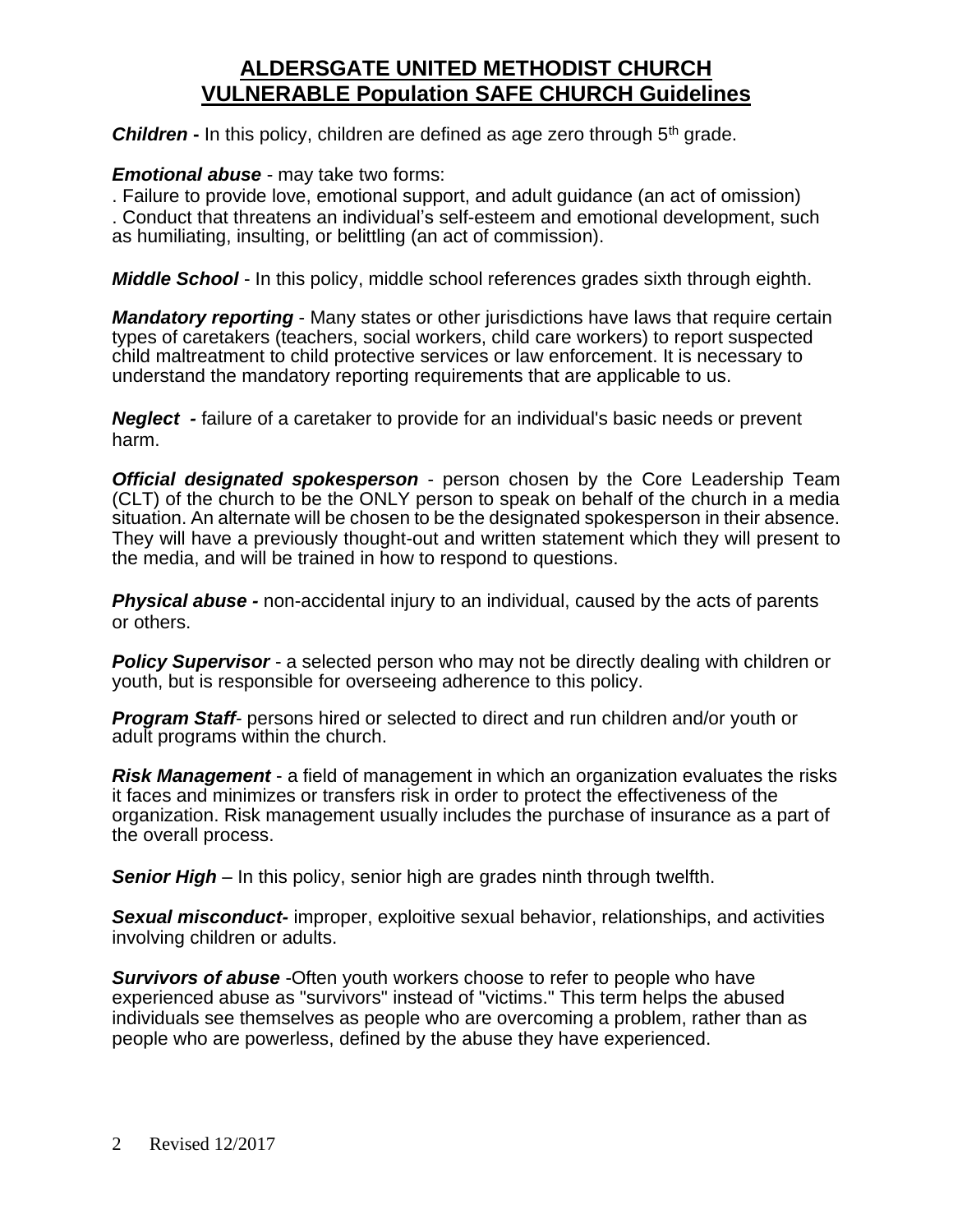# ALDERSGATE UNITED METHODIST CHURCH
# VULNERABLE Population SAFE CHURCH Guidelines

***Children*** **-** In this policy, children are defined as age zero through 5th grade.

***Emotional abuse*** - may take two forms:
. Failure to provide love, emotional support, and adult guidance (an act of omission)
. Conduct that threatens an individual's self-esteem and emotional development, such as humiliating, insulting, or belittling (an act of commission).

***Middle School*** - In this policy, middle school references grades sixth through eighth.

***Mandatory reporting*** - Many states or other jurisdictions have laws that require certain types of caretakers (teachers, social workers, child care workers) to report suspected child maltreatment to child protective services or law enforcement. It is necessary to understand the mandatory reporting requirements that are applicable to us.

***Neglect*** **-** failure of a caretaker to provide for an individual's basic needs or prevent harm.

***Official designated spokesperson*** - person chosen by the Core Leadership Team (CLT) of the church to be the ONLY person to speak on behalf of the church in a media situation. An alternate will be chosen to be the designated spokesperson in their absence. They will have a previously thought-out and written statement which they will present to the media, and will be trained in how to respond to questions.

***Physical abuse*** **-** non-accidental injury to an individual, caused by the acts of parents or others.

***Policy Supervisor*** - a selected person who may not be directly dealing with children or youth, but is responsible for overseeing adherence to this policy.

***Program Staff***- persons hired or selected to direct and run children and/or youth or adult programs within the church.

***Risk Management*** - a field of management in which an organization evaluates the risks it faces and minimizes or transfers risk in order to protect the effectiveness of the organization. Risk management usually includes the purchase of insurance as a part of the overall process.

***Senior High*** – In this policy, senior high are grades ninth through twelfth.

***Sexual misconduct-*** improper, exploitive sexual behavior, relationships, and activities involving children or adults.

***Survivors of abuse*** -Often youth workers choose to refer to people who have experienced abuse as "survivors" instead of "victims." This term helps the abused individuals see themselves as people who are overcoming a problem, rather than as people who are powerless, defined by the abuse they have experienced.

Revised 12/2017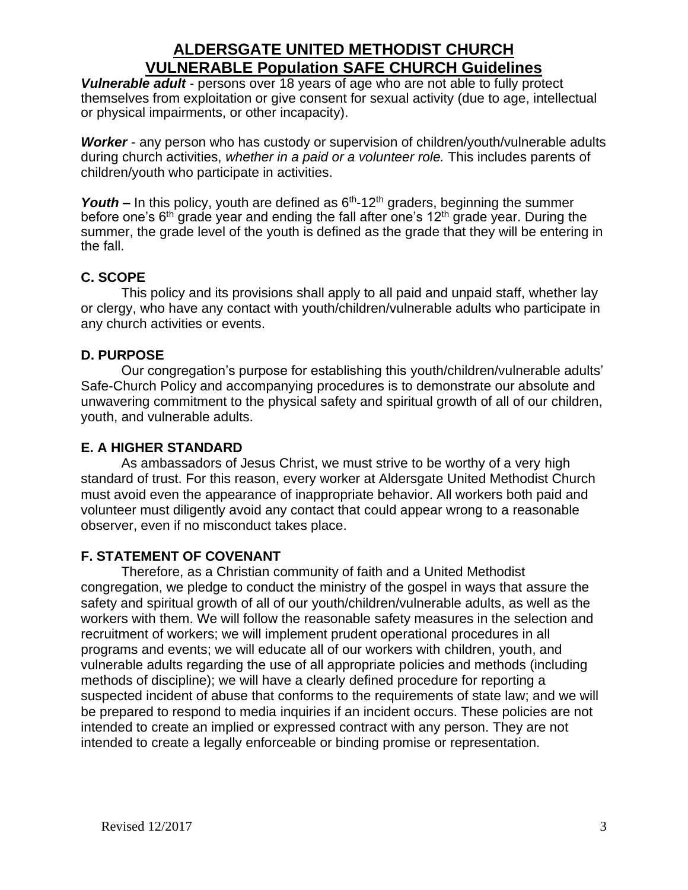# ALDERSGATE UNITED METHODIST CHURCH
# VULNERABLE Population SAFE CHURCH Guidelines

***Vulnerable adult*** - persons over 18 years of age who are not able to fully protect themselves from exploitation or give consent for sexual activity (due to age, intellectual or physical impairments, or other incapacity).

***Worker*** - any person who has custody or supervision of children/youth/vulnerable adults during church activities, *whether in a paid or a volunteer role.* This includes parents of children/youth who participate in activities.

***Youth* –** In this policy, youth are defined as 6th-12th graders, beginning the summer before one's 6th grade year and ending the fall after one's 12th grade year. During the summer, the grade level of the youth is defined as the grade that they will be entering in the fall.

### C. SCOPE

This policy and its provisions shall apply to all paid and unpaid staff, whether lay or clergy, who have any contact with youth/children/vulnerable adults who participate in any church activities or events.

### D. PURPOSE

Our congregation's purpose for establishing this youth/children/vulnerable adults' Safe-Church Policy and accompanying procedures is to demonstrate our absolute and unwavering commitment to the physical safety and spiritual growth of all of our children, youth, and vulnerable adults.

### E. A HIGHER STANDARD

As ambassadors of Jesus Christ, we must strive to be worthy of a very high standard of trust. For this reason, every worker at Aldersgate United Methodist Church must avoid even the appearance of inappropriate behavior. All workers both paid and volunteer must diligently avoid any contact that could appear wrong to a reasonable observer, even if no misconduct takes place.

### F. STATEMENT OF COVENANT

Therefore, as a Christian community of faith and a United Methodist congregation, we pledge to conduct the ministry of the gospel in ways that assure the safety and spiritual growth of all of our youth/children/vulnerable adults, as well as the workers with them. We will follow the reasonable safety measures in the selection and recruitment of workers; we will implement prudent operational procedures in all programs and events; we will educate all of our workers with children, youth, and vulnerable adults regarding the use of all appropriate policies and methods (including methods of discipline); we will have a clearly defined procedure for reporting a suspected incident of abuse that conforms to the requirements of state law; and we will be prepared to respond to media inquiries if an incident occurs. These policies are not intended to create an implied or expressed contract with any person. They are not intended to create a legally enforceable or binding promise or representation.

Revised 12/2017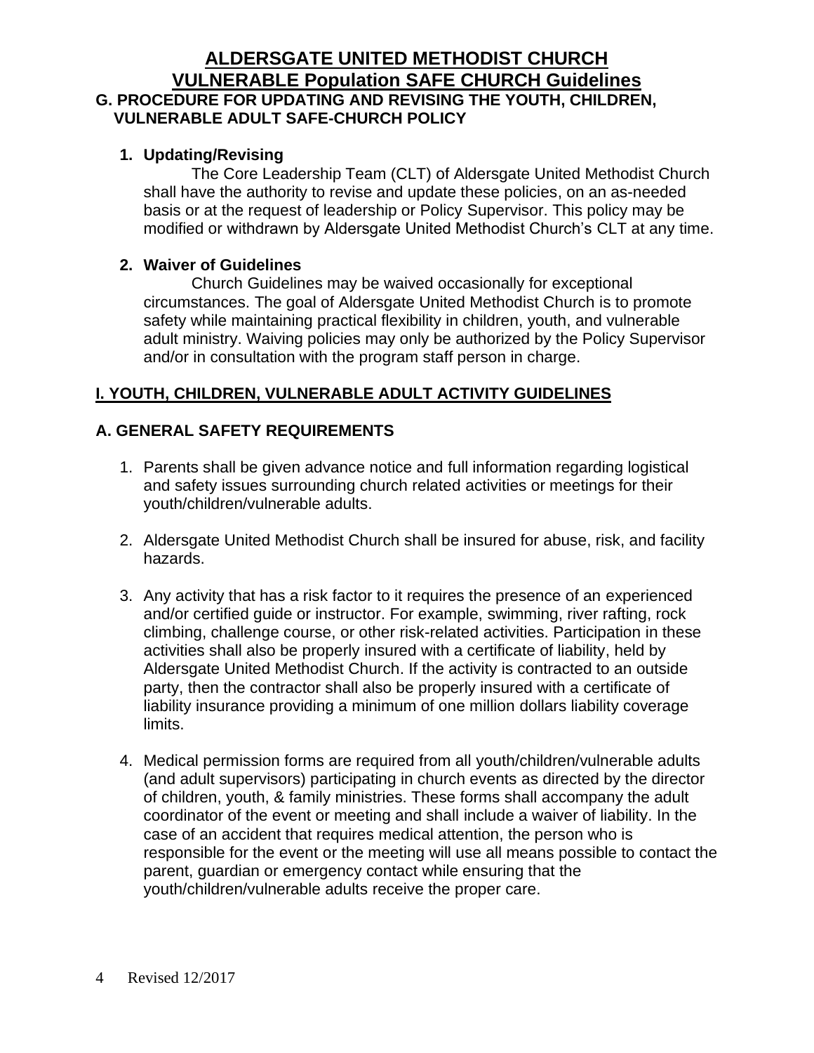# ALDERSGATE UNITED METHODIST CHURCH
# VULNERABLE Population SAFE CHURCH Guidelines

## G. PROCEDURE FOR UPDATING AND REVISING THE YOUTH, CHILDREN, VULNERABLE ADULT SAFE-CHURCH POLICY

### 1. Updating/Revising

The Core Leadership Team (CLT) of Aldersgate United Methodist Church shall have the authority to revise and update these policies, on an as-needed basis or at the request of leadership or Policy Supervisor. This policy may be modified or withdrawn by Aldersgate United Methodist Church's CLT at any time.

### 2. Waiver of Guidelines

Church Guidelines may be waived occasionally for exceptional circumstances. The goal of Aldersgate United Methodist Church is to promote safety while maintaining practical flexibility in children, youth, and vulnerable adult ministry. Waiving policies may only be authorized by the Policy Supervisor and/or in consultation with the program staff person in charge.

## I. YOUTH, CHILDREN, VULNERABLE ADULT ACTIVITY GUIDELINES

## A. GENERAL SAFETY REQUIREMENTS

1. Parents shall be given advance notice and full information regarding logistical and safety issues surrounding church related activities or meetings for their youth/children/vulnerable adults.

2. Aldersgate United Methodist Church shall be insured for abuse, risk, and facility hazards.

3. Any activity that has a risk factor to it requires the presence of an experienced and/or certified guide or instructor. For example, swimming, river rafting, rock climbing, challenge course, or other risk-related activities. Participation in these activities shall also be properly insured with a certificate of liability, held by Aldersgate United Methodist Church. If the activity is contracted to an outside party, then the contractor shall also be properly insured with a certificate of liability insurance providing a minimum of one million dollars liability coverage limits.

4. Medical permission forms are required from all youth/children/vulnerable adults (and adult supervisors) participating in church events as directed by the director of children, youth, & family ministries. These forms shall accompany the adult coordinator of the event or meeting and shall include a waiver of liability. In the case of an accident that requires medical attention, the person who is responsible for the event or the meeting will use all means possible to contact the parent, guardian or emergency contact while ensuring that the youth/children/vulnerable adults receive the proper care.

Revised 12/2017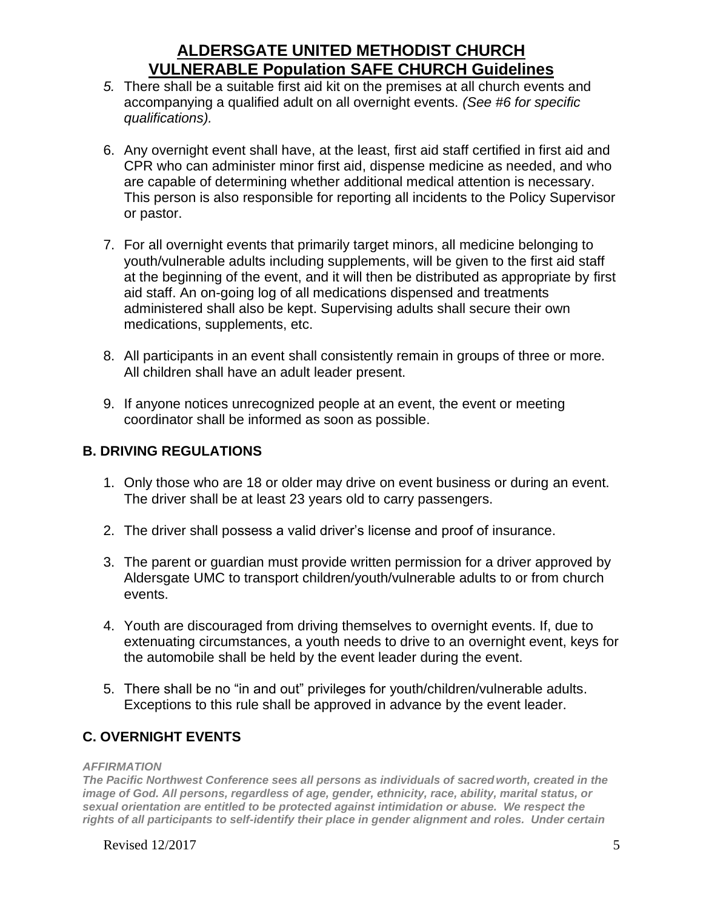5. There shall be a suitable first aid kit on the premises at all church events and accompanying a qualified adult on all overnight events. *(See #6 for specific qualifications).*

6. Any overnight event shall have, at the least, first aid staff certified in first aid and CPR who can administer minor first aid, dispense medicine as needed, and who are capable of determining whether additional medical attention is necessary. This person is also responsible for reporting all incidents to the Policy Supervisor or pastor.

7. For all overnight events that primarily target minors, all medicine belonging to youth/vulnerable adults including supplements, will be given to the first aid staff at the beginning of the event, and it will then be distributed as appropriate by first aid staff. An on-going log of all medications dispensed and treatments administered shall also be kept. Supervising adults shall secure their own medications, supplements, etc.

8. All participants in an event shall consistently remain in groups of three or more. All children shall have an adult leader present.

9. If anyone notices unrecognized people at an event, the event or meeting coordinator shall be informed as soon as possible.

## B. DRIVING REGULATIONS

1. Only those who are 18 or older may drive on event business or during an event. The driver shall be at least 23 years old to carry passengers.

2. The driver shall possess a valid driver's license and proof of insurance.

3. The parent or guardian must provide written permission for a driver approved by Aldersgate UMC to transport children/youth/vulnerable adults to or from church events.

4. Youth are discouraged from driving themselves to overnight events. If, due to extenuating circumstances, a youth needs to drive to an overnight event, keys for the automobile shall be held by the event leader during the event.

5. There shall be no "in and out" privileges for youth/children/vulnerable adults. Exceptions to this rule shall be approved in advance by the event leader.

## C. OVERNIGHT EVENTS

***AFFIRMATION***

***The Pacific Northwest Conference sees all persons as individuals of sacred worth, created in the image of God. All persons, regardless of age, gender, ethnicity, race, ability, marital status, or sexual orientation are entitled to be protected against intimidation or abuse. We respect the rights of all participants to self-identify their place in gender alignment and roles. Under certain***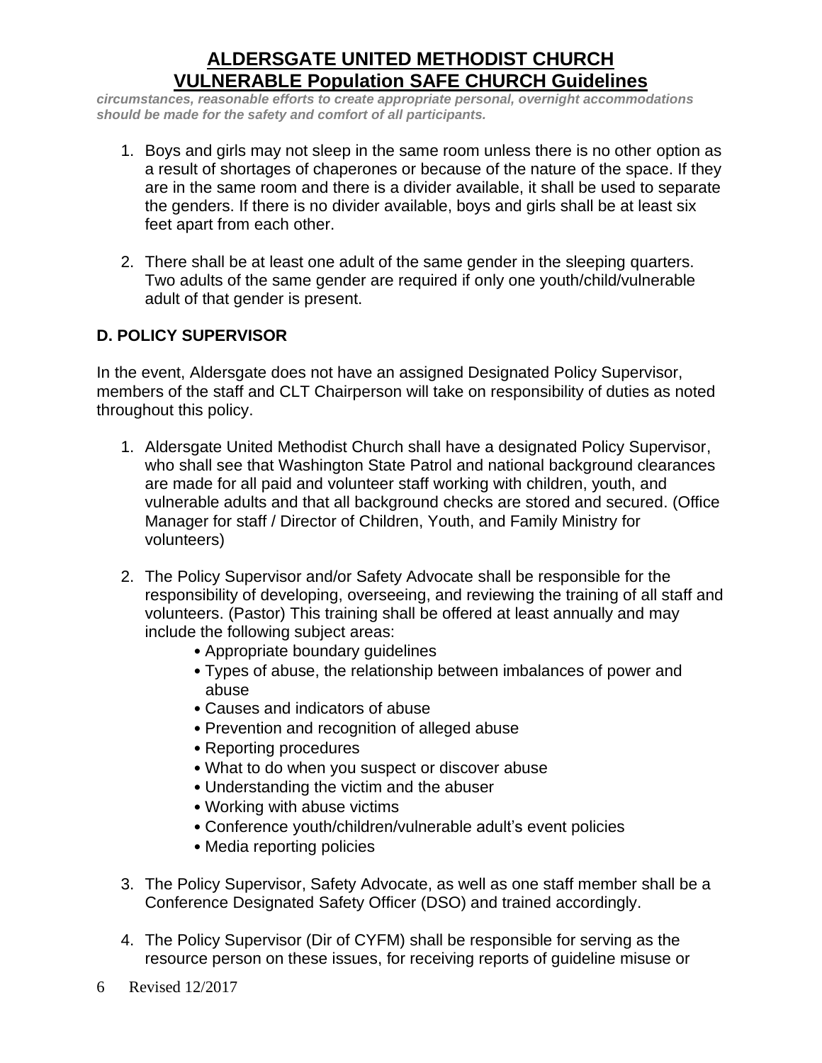***circumstances, reasonable efforts to create appropriate personal, overnight accommodations should be made for the safety and comfort of all participants.***

1. Boys and girls may not sleep in the same room unless there is no other option as a result of shortages of chaperones or because of the nature of the space. If they are in the same room and there is a divider available, it shall be used to separate the genders. If there is no divider available, boys and girls shall be at least six feet apart from each other.

2. There shall be at least one adult of the same gender in the sleeping quarters. Two adults of the same gender are required if only one youth/child/vulnerable adult of that gender is present.

### D. POLICY SUPERVISOR

In the event, Aldersgate does not have an assigned Designated Policy Supervisor, members of the staff and CLT Chairperson will take on responsibility of duties as noted throughout this policy.

1. Aldersgate United Methodist Church shall have a designated Policy Supervisor, who shall see that Washington State Patrol and national background clearances are made for all paid and volunteer staff working with children, youth, and vulnerable adults and that all background checks are stored and secured. (Office Manager for staff / Director of Children, Youth, and Family Ministry for volunteers)

2. The Policy Supervisor and/or Safety Advocate shall be responsible for the responsibility of developing, overseeing, and reviewing the training of all staff and volunteers. (Pastor) This training shall be offered at least annually and may include the following subject areas:
   - Appropriate boundary guidelines
   - Types of abuse, the relationship between imbalances of power and abuse
   - Causes and indicators of abuse
   - Prevention and recognition of alleged abuse
   - Reporting procedures
   - What to do when you suspect or discover abuse
   - Understanding the victim and the abuser
   - Working with abuse victims
   - Conference youth/children/vulnerable adult's event policies
   - Media reporting policies

3. The Policy Supervisor, Safety Advocate, as well as one staff member shall be a Conference Designated Safety Officer (DSO) and trained accordingly.

4. The Policy Supervisor (Dir of CYFM) shall be responsible for serving as the resource person on these issues, for receiving reports of guideline misuse or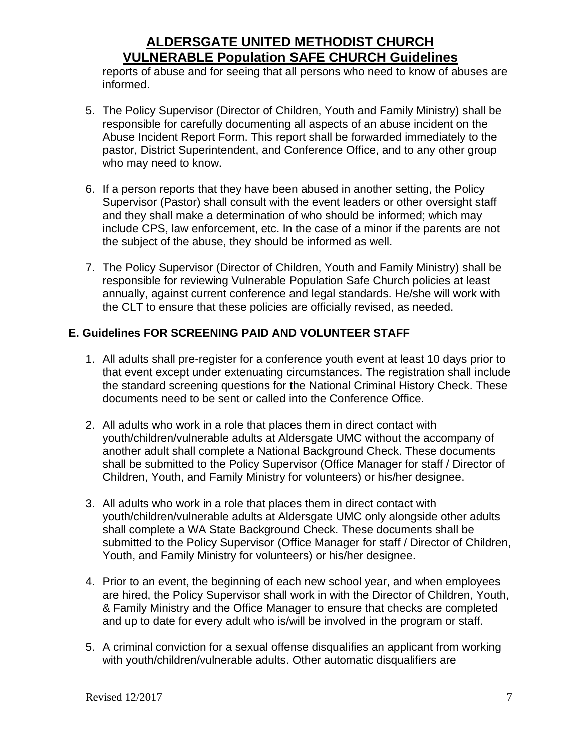reports of abuse and for seeing that all persons who need to know of abuses are informed.

5. The Policy Supervisor (Director of Children, Youth and Family Ministry) shall be responsible for carefully documenting all aspects of an abuse incident on the Abuse Incident Report Form. This report shall be forwarded immediately to the pastor, District Superintendent, and Conference Office, and to any other group who may need to know.

6. If a person reports that they have been abused in another setting, the Policy Supervisor (Pastor) shall consult with the event leaders or other oversight staff and they shall make a determination of who should be informed; which may include CPS, law enforcement, etc. In the case of a minor if the parents are not the subject of the abuse, they should be informed as well.

7. The Policy Supervisor (Director of Children, Youth and Family Ministry) shall be responsible for reviewing Vulnerable Population Safe Church policies at least annually, against current conference and legal standards. He/she will work with the CLT to ensure that these policies are officially revised, as needed.

### E. Guidelines FOR SCREENING PAID AND VOLUNTEER STAFF

1. All adults shall pre-register for a conference youth event at least 10 days prior to that event except under extenuating circumstances. The registration shall include the standard screening questions for the National Criminal History Check. These documents need to be sent or called into the Conference Office.

2. All adults who work in a role that places them in direct contact with youth/children/vulnerable adults at Aldersgate UMC without the accompany of another adult shall complete a National Background Check. These documents shall be submitted to the Policy Supervisor (Office Manager for staff / Director of Children, Youth, and Family Ministry for volunteers) or his/her designee.

3. All adults who work in a role that places them in direct contact with youth/children/vulnerable adults at Aldersgate UMC only alongside other adults shall complete a WA State Background Check. These documents shall be submitted to the Policy Supervisor (Office Manager for staff / Director of Children, Youth, and Family Ministry for volunteers) or his/her designee.

4. Prior to an event, the beginning of each new school year, and when employees are hired, the Policy Supervisor shall work in with the Director of Children, Youth, & Family Ministry and the Office Manager to ensure that checks are completed and up to date for every adult who is/will be involved in the program or staff.

5. A criminal conviction for a sexual offense disqualifies an applicant from working with youth/children/vulnerable adults. Other automatic disqualifiers are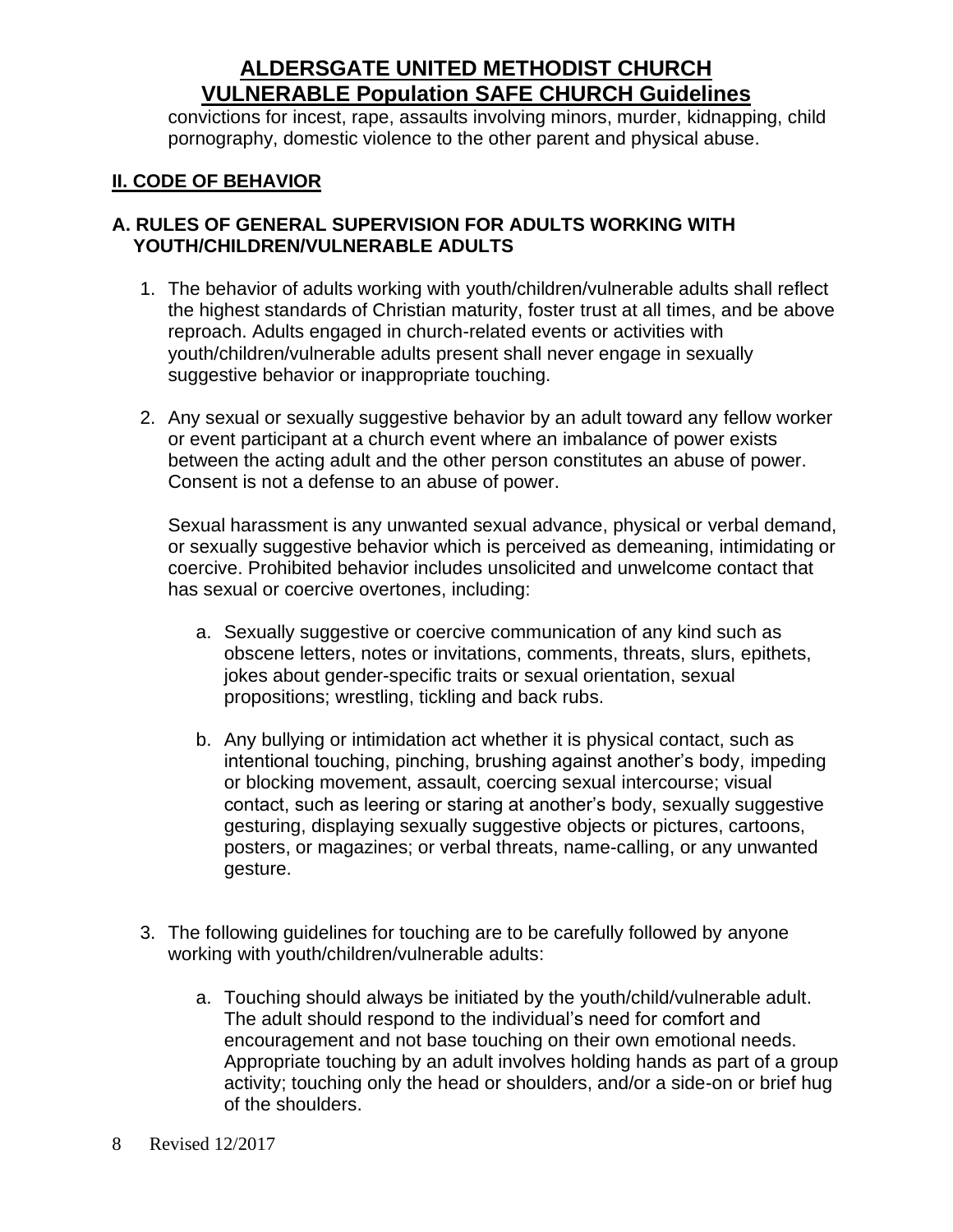convictions for incest, rape, assaults involving minors, murder, kidnapping, child pornography, domestic violence to the other parent and physical abuse.

## II. CODE OF BEHAVIOR

### A. RULES OF GENERAL SUPERVISION FOR ADULTS WORKING WITH YOUTH/CHILDREN/VULNERABLE ADULTS

1. The behavior of adults working with youth/children/vulnerable adults shall reflect the highest standards of Christian maturity, foster trust at all times, and be above reproach. Adults engaged in church-related events or activities with youth/children/vulnerable adults present shall never engage in sexually suggestive behavior or inappropriate touching.

2. Any sexual or sexually suggestive behavior by an adult toward any fellow worker or event participant at a church event where an imbalance of power exists between the acting adult and the other person constitutes an abuse of power. Consent is not a defense to an abuse of power.

   Sexual harassment is any unwanted sexual advance, physical or verbal demand, or sexually suggestive behavior which is perceived as demeaning, intimidating or coercive. Prohibited behavior includes unsolicited and unwelcome contact that has sexual or coercive overtones, including:

   a. Sexually suggestive or coercive communication of any kind such as obscene letters, notes or invitations, comments, threats, slurs, epithets, jokes about gender-specific traits or sexual orientation, sexual propositions; wrestling, tickling and back rubs.

   b. Any bullying or intimidation act whether it is physical contact, such as intentional touching, pinching, brushing against another's body, impeding or blocking movement, assault, coercing sexual intercourse; visual contact, such as leering or staring at another's body, sexually suggestive gesturing, displaying sexually suggestive objects or pictures, cartoons, posters, or magazines; or verbal threats, name-calling, or any unwanted gesture.

3. The following guidelines for touching are to be carefully followed by anyone working with youth/children/vulnerable adults:

   a. Touching should always be initiated by the youth/child/vulnerable adult. The adult should respond to the individual's need for comfort and encouragement and not base touching on their own emotional needs. Appropriate touching by an adult involves holding hands as part of a group activity; touching only the head or shoulders, and/or a side-on or brief hug of the shoulders.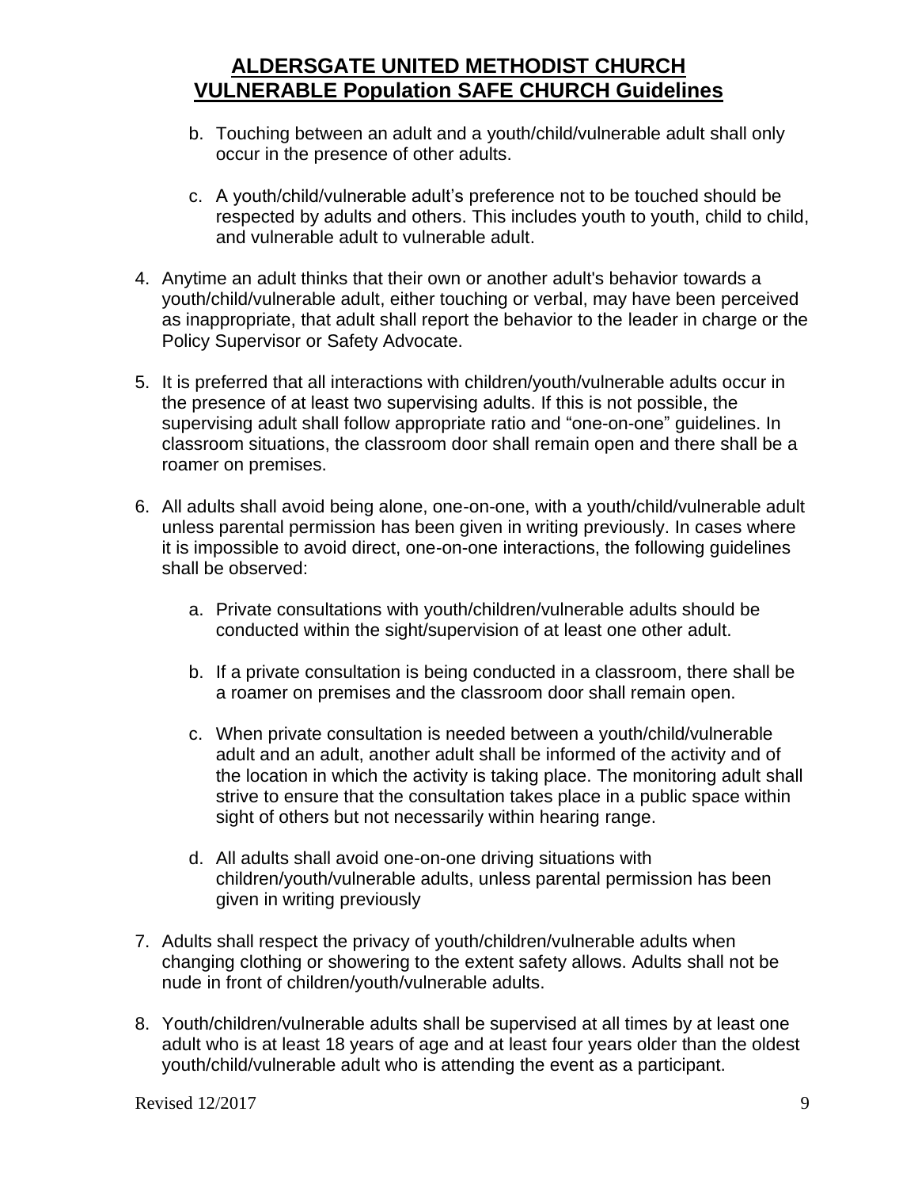b. Touching between an adult and a youth/child/vulnerable adult shall only occur in the presence of other adults.

c. A youth/child/vulnerable adult's preference not to be touched should be respected by adults and others. This includes youth to youth, child to child, and vulnerable adult to vulnerable adult.

4. Anytime an adult thinks that their own or another adult's behavior towards a youth/child/vulnerable adult, either touching or verbal, may have been perceived as inappropriate, that adult shall report the behavior to the leader in charge or the Policy Supervisor or Safety Advocate.

5. It is preferred that all interactions with children/youth/vulnerable adults occur in the presence of at least two supervising adults. If this is not possible, the supervising adult shall follow appropriate ratio and "one-on-one" guidelines. In classroom situations, the classroom door shall remain open and there shall be a roamer on premises.

6. All adults shall avoid being alone, one-on-one, with a youth/child/vulnerable adult unless parental permission has been given in writing previously. In cases where it is impossible to avoid direct, one-on-one interactions, the following guidelines shall be observed:

   a. Private consultations with youth/children/vulnerable adults should be conducted within the sight/supervision of at least one other adult.

   b. If a private consultation is being conducted in a classroom, there shall be a roamer on premises and the classroom door shall remain open.

   c. When private consultation is needed between a youth/child/vulnerable adult and an adult, another adult shall be informed of the activity and of the location in which the activity is taking place. The monitoring adult shall strive to ensure that the consultation takes place in a public space within sight of others but not necessarily within hearing range.

   d. All adults shall avoid one-on-one driving situations with children/youth/vulnerable adults, unless parental permission has been given in writing previously

7. Adults shall respect the privacy of youth/children/vulnerable adults when changing clothing or showering to the extent safety allows. Adults shall not be nude in front of children/youth/vulnerable adults.

8. Youth/children/vulnerable adults shall be supervised at all times by at least one adult who is at least 18 years of age and at least four years older than the oldest youth/child/vulnerable adult who is attending the event as a participant.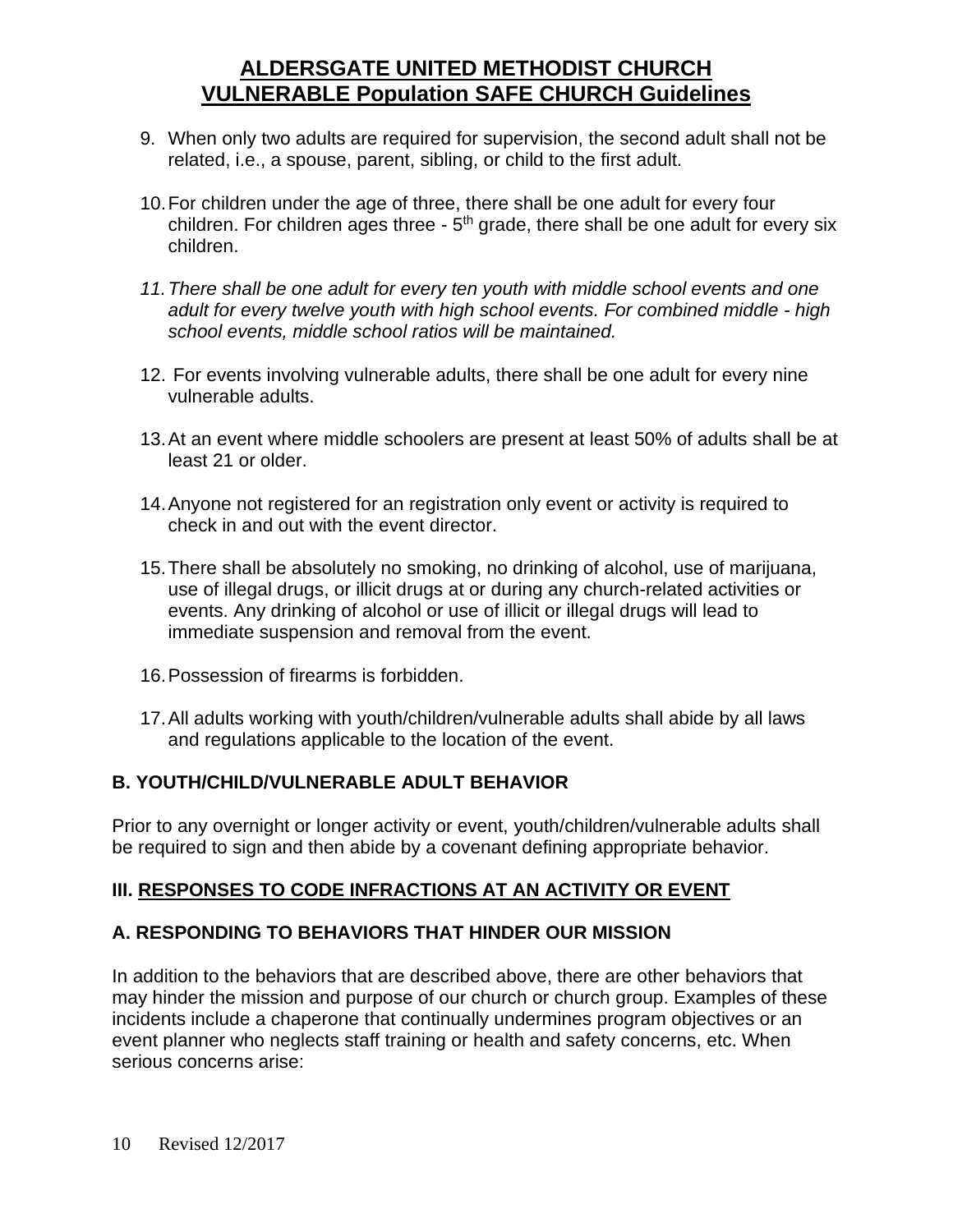# ALDERSGATE UNITED METHODIST CHURCH
# VULNERABLE Population SAFE CHURCH Guidelines

9. When only two adults are required for supervision, the second adult shall not be related, i.e., a spouse, parent, sibling, or child to the first adult.

10. For children under the age of three, there shall be one adult for every four children. For children ages three - 5th grade, there shall be one adult for every six children.

11. *There shall be one adult for every ten youth with middle school events and one adult for every twelve youth with high school events. For combined middle - high school events, middle school ratios will be maintained.*

12. For events involving vulnerable adults, there shall be one adult for every nine vulnerable adults.

13. At an event where middle schoolers are present at least 50% of adults shall be at least 21 or older.

14. Anyone not registered for an registration only event or activity is required to check in and out with the event director.

15. There shall be absolutely no smoking, no drinking of alcohol, use of marijuana, use of illegal drugs, or illicit drugs at or during any church-related activities or events. Any drinking of alcohol or use of illicit or illegal drugs will lead to immediate suspension and removal from the event.

16. Possession of firearms is forbidden.

17. All adults working with youth/children/vulnerable adults shall abide by all laws and regulations applicable to the location of the event.

### B. YOUTH/CHILD/VULNERABLE ADULT BEHAVIOR

Prior to any overnight or longer activity or event, youth/children/vulnerable adults shall be required to sign and then abide by a covenant defining appropriate behavior.

## III. RESPONSES TO CODE INFRACTIONS AT AN ACTIVITY OR EVENT

### A. RESPONDING TO BEHAVIORS THAT HINDER OUR MISSION

In addition to the behaviors that are described above, there are other behaviors that may hinder the mission and purpose of our church or church group. Examples of these incidents include a chaperone that continually undermines program objectives or an event planner who neglects staff training or health and safety concerns, etc. When serious concerns arise: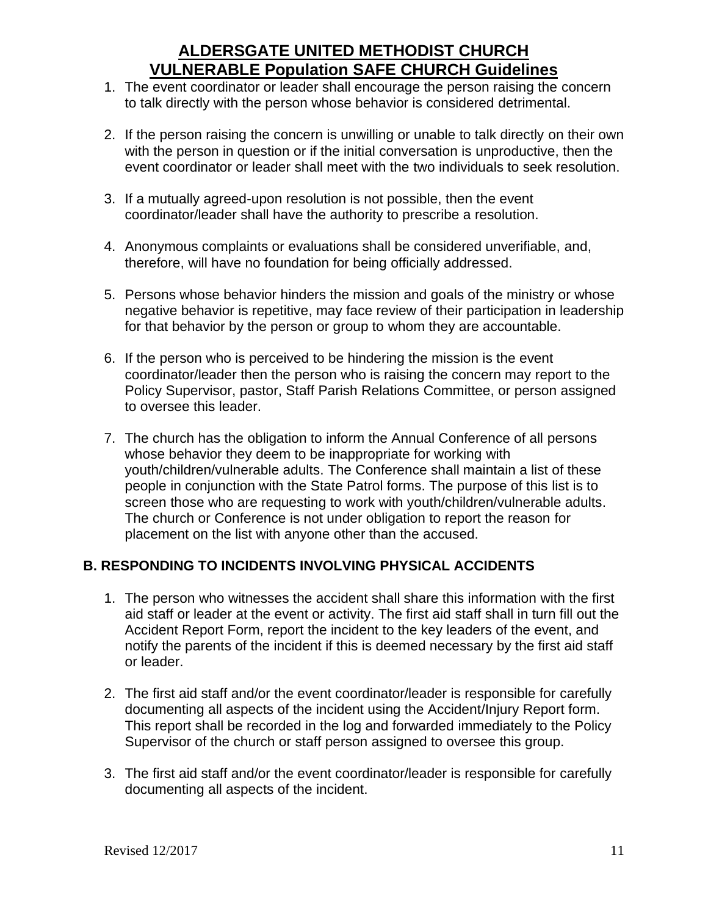1. The event coordinator or leader shall encourage the person raising the concern to talk directly with the person whose behavior is considered detrimental.

2. If the person raising the concern is unwilling or unable to talk directly on their own with the person in question or if the initial conversation is unproductive, then the event coordinator or leader shall meet with the two individuals to seek resolution.

3. If a mutually agreed-upon resolution is not possible, then the event coordinator/leader shall have the authority to prescribe a resolution.

4. Anonymous complaints or evaluations shall be considered unverifiable, and, therefore, will have no foundation for being officially addressed.

5. Persons whose behavior hinders the mission and goals of the ministry or whose negative behavior is repetitive, may face review of their participation in leadership for that behavior by the person or group to whom they are accountable.

6. If the person who is perceived to be hindering the mission is the event coordinator/leader then the person who is raising the concern may report to the Policy Supervisor, pastor, Staff Parish Relations Committee, or person assigned to oversee this leader.

7. The church has the obligation to inform the Annual Conference of all persons whose behavior they deem to be inappropriate for working with youth/children/vulnerable adults. The Conference shall maintain a list of these people in conjunction with the State Patrol forms. The purpose of this list is to screen those who are requesting to work with youth/children/vulnerable adults. The church or Conference is not under obligation to report the reason for placement on the list with anyone other than the accused.

## B. RESPONDING TO INCIDENTS INVOLVING PHYSICAL ACCIDENTS

1. The person who witnesses the accident shall share this information with the first aid staff or leader at the event or activity. The first aid staff shall in turn fill out the Accident Report Form, report the incident to the key leaders of the event, and notify the parents of the incident if this is deemed necessary by the first aid staff or leader.

2. The first aid staff and/or the event coordinator/leader is responsible for carefully documenting all aspects of the incident using the Accident/Injury Report form. This report shall be recorded in the log and forwarded immediately to the Policy Supervisor of the church or staff person assigned to oversee this group.

3. The first aid staff and/or the event coordinator/leader is responsible for carefully documenting all aspects of the incident.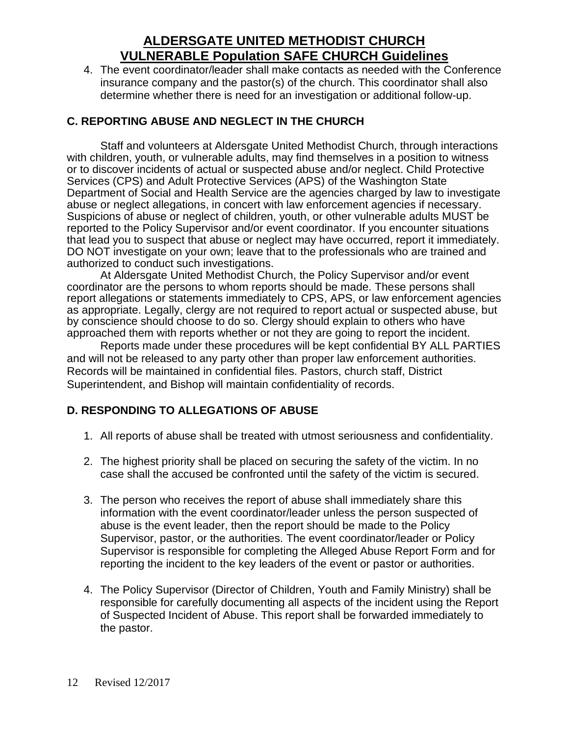4. The event coordinator/leader shall make contacts as needed with the Conference insurance company and the pastor(s) of the church. This coordinator shall also determine whether there is need for an investigation or additional follow-up.

## C. REPORTING ABUSE AND NEGLECT IN THE CHURCH

Staff and volunteers at Aldersgate United Methodist Church, through interactions with children, youth, or vulnerable adults, may find themselves in a position to witness or to discover incidents of actual or suspected abuse and/or neglect. Child Protective Services (CPS) and Adult Protective Services (APS) of the Washington State Department of Social and Health Service are the agencies charged by law to investigate abuse or neglect allegations, in concert with law enforcement agencies if necessary. Suspicions of abuse or neglect of children, youth, or other vulnerable adults MUST be reported to the Policy Supervisor and/or event coordinator. If you encounter situations that lead you to suspect that abuse or neglect may have occurred, report it immediately. DO NOT investigate on your own; leave that to the professionals who are trained and authorized to conduct such investigations.

At Aldersgate United Methodist Church, the Policy Supervisor and/or event coordinator are the persons to whom reports should be made. These persons shall report allegations or statements immediately to CPS, APS, or law enforcement agencies as appropriate. Legally, clergy are not required to report actual or suspected abuse, but by conscience should choose to do so. Clergy should explain to others who have approached them with reports whether or not they are going to report the incident.

Reports made under these procedures will be kept confidential BY ALL PARTIES and will not be released to any party other than proper law enforcement authorities. Records will be maintained in confidential files. Pastors, church staff, District Superintendent, and Bishop will maintain confidentiality of records.

## D. RESPONDING TO ALLEGATIONS OF ABUSE

1. All reports of abuse shall be treated with utmost seriousness and confidentiality.

2. The highest priority shall be placed on securing the safety of the victim. In no case shall the accused be confronted until the safety of the victim is secured.

3. The person who receives the report of abuse shall immediately share this information with the event coordinator/leader unless the person suspected of abuse is the event leader, then the report should be made to the Policy Supervisor, pastor, or the authorities. The event coordinator/leader or Policy Supervisor is responsible for completing the Alleged Abuse Report Form and for reporting the incident to the key leaders of the event or pastor or authorities.

4. The Policy Supervisor (Director of Children, Youth and Family Ministry) shall be responsible for carefully documenting all aspects of the incident using the Report of Suspected Incident of Abuse. This report shall be forwarded immediately to the pastor.

Revised 12/2017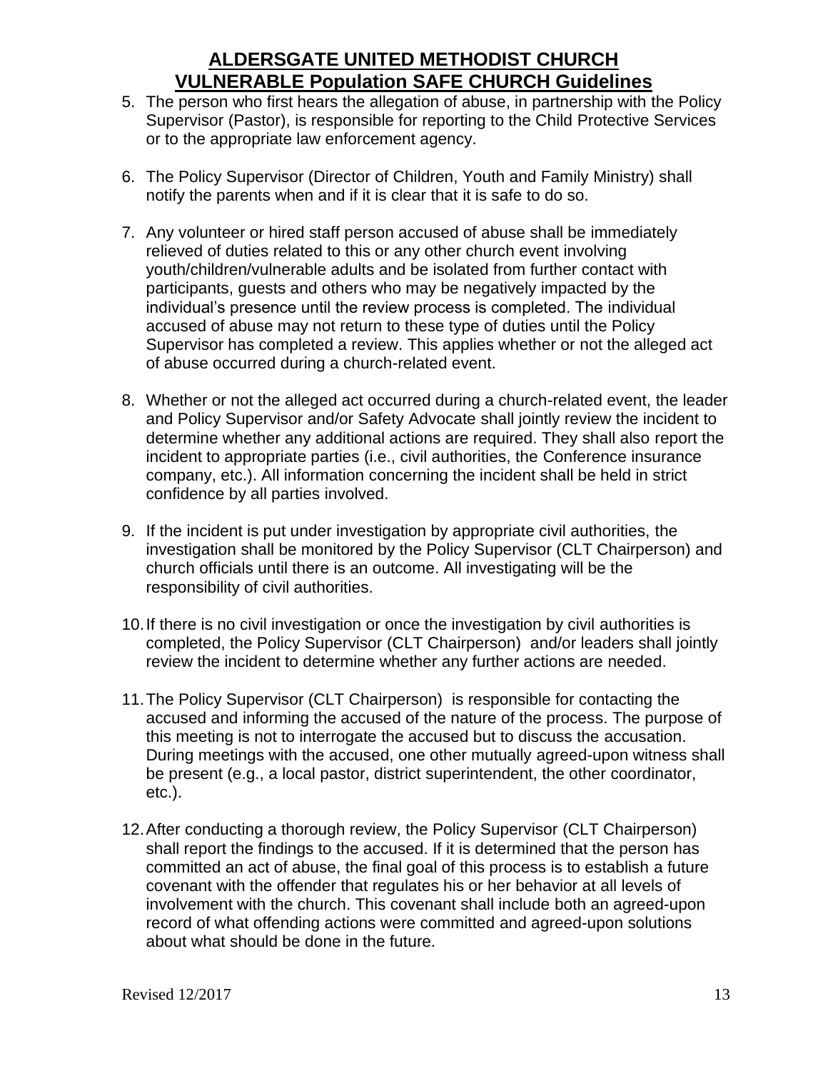5. The person who first hears the allegation of abuse, in partnership with the Policy Supervisor (Pastor), is responsible for reporting to the Child Protective Services or to the appropriate law enforcement agency.

6. The Policy Supervisor (Director of Children, Youth and Family Ministry) shall notify the parents when and if it is clear that it is safe to do so.

7. Any volunteer or hired staff person accused of abuse shall be immediately relieved of duties related to this or any other church event involving youth/children/vulnerable adults and be isolated from further contact with participants, guests and others who may be negatively impacted by the individual's presence until the review process is completed. The individual accused of abuse may not return to these type of duties until the Policy Supervisor has completed a review. This applies whether or not the alleged act of abuse occurred during a church-related event.

8. Whether or not the alleged act occurred during a church-related event, the leader and Policy Supervisor and/or Safety Advocate shall jointly review the incident to determine whether any additional actions are required. They shall also report the incident to appropriate parties (i.e., civil authorities, the Conference insurance company, etc.). All information concerning the incident shall be held in strict confidence by all parties involved.

9. If the incident is put under investigation by appropriate civil authorities, the investigation shall be monitored by the Policy Supervisor (CLT Chairperson) and church officials until there is an outcome. All investigating will be the responsibility of civil authorities.

10. If there is no civil investigation or once the investigation by civil authorities is completed, the Policy Supervisor (CLT Chairperson) and/or leaders shall jointly review the incident to determine whether any further actions are needed.

11. The Policy Supervisor (CLT Chairperson) is responsible for contacting the accused and informing the accused of the nature of the process. The purpose of this meeting is not to interrogate the accused but to discuss the accusation. During meetings with the accused, one other mutually agreed-upon witness shall be present (e.g., a local pastor, district superintendent, the other coordinator, etc.).

12. After conducting a thorough review, the Policy Supervisor (CLT Chairperson) shall report the findings to the accused. If it is determined that the person has committed an act of abuse, the final goal of this process is to establish a future covenant with the offender that regulates his or her behavior at all levels of involvement with the church. This covenant shall include both an agreed-upon record of what offending actions were committed and agreed-upon solutions about what should be done in the future.

Revised 12/2017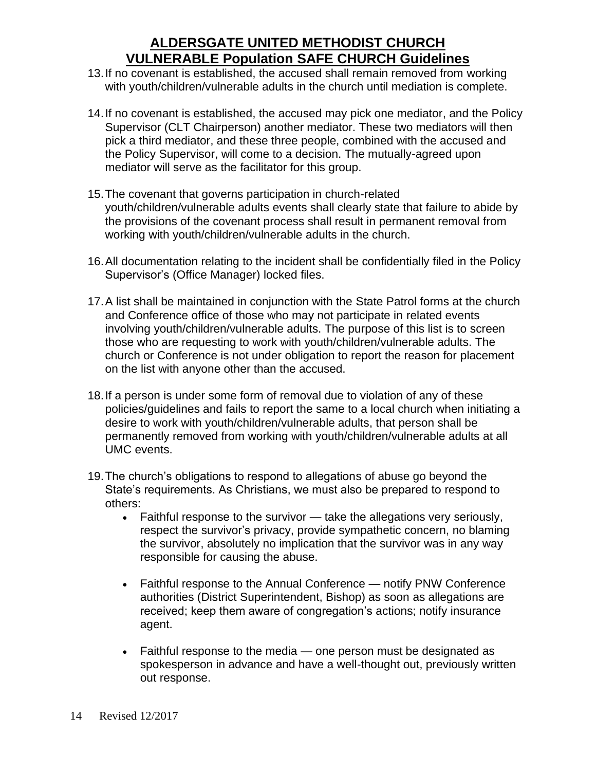13. If no covenant is established, the accused shall remain removed from working with youth/children/vulnerable adults in the church until mediation is complete.

14. If no covenant is established, the accused may pick one mediator, and the Policy Supervisor (CLT Chairperson) another mediator. These two mediators will then pick a third mediator, and these three people, combined with the accused and the Policy Supervisor, will come to a decision. The mutually-agreed upon mediator will serve as the facilitator for this group.

15. The covenant that governs participation in church-related youth/children/vulnerable adults events shall clearly state that failure to abide by the provisions of the covenant process shall result in permanent removal from working with youth/children/vulnerable adults in the church.

16. All documentation relating to the incident shall be confidentially filed in the Policy Supervisor's (Office Manager) locked files.

17. A list shall be maintained in conjunction with the State Patrol forms at the church and Conference office of those who may not participate in related events involving youth/children/vulnerable adults. The purpose of this list is to screen those who are requesting to work with youth/children/vulnerable adults. The church or Conference is not under obligation to report the reason for placement on the list with anyone other than the accused.

18. If a person is under some form of removal due to violation of any of these policies/guidelines and fails to report the same to a local church when initiating a desire to work with youth/children/vulnerable adults, that person shall be permanently removed from working with youth/children/vulnerable adults at all UMC events.

19. The church's obligations to respond to allegations of abuse go beyond the State's requirements. As Christians, we must also be prepared to respond to others:
    - Faithful response to the survivor — take the allegations very seriously, respect the survivor's privacy, provide sympathetic concern, no blaming the survivor, absolutely no implication that the survivor was in any way responsible for causing the abuse.
    - Faithful response to the Annual Conference — notify PNW Conference authorities (District Superintendent, Bishop) as soon as allegations are received; keep them aware of congregation's actions; notify insurance agent.
    - Faithful response to the media — one person must be designated as spokesperson in advance and have a well-thought out, previously written out response.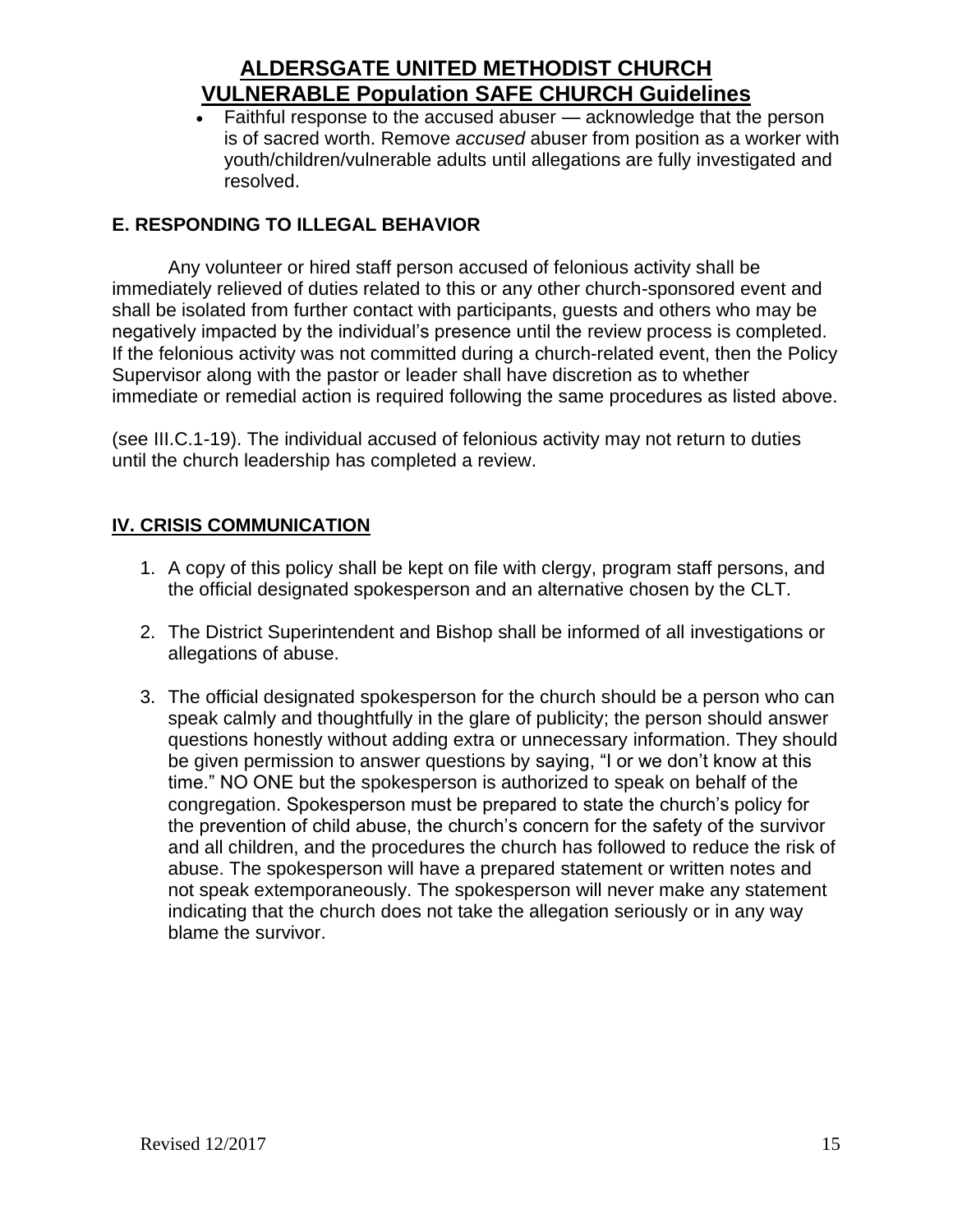- Faithful response to the accused abuser — acknowledge that the person is of sacred worth. Remove *accused* abuser from position as a worker with youth/children/vulnerable adults until allegations are fully investigated and resolved.

### E. RESPONDING TO ILLEGAL BEHAVIOR

Any volunteer or hired staff person accused of felonious activity shall be immediately relieved of duties related to this or any other church-sponsored event and shall be isolated from further contact with participants, guests and others who may be negatively impacted by the individual's presence until the review process is completed. If the felonious activity was not committed during a church-related event, then the Policy Supervisor along with the pastor or leader shall have discretion as to whether immediate or remedial action is required following the same procedures as listed above.

(see III.C.1-19). The individual accused of felonious activity may not return to duties until the church leadership has completed a review.

## IV. CRISIS COMMUNICATION

1. A copy of this policy shall be kept on file with clergy, program staff persons, and the official designated spokesperson and an alternative chosen by the CLT.

2. The District Superintendent and Bishop shall be informed of all investigations or allegations of abuse.

3. The official designated spokesperson for the church should be a person who can speak calmly and thoughtfully in the glare of publicity; the person should answer questions honestly without adding extra or unnecessary information. They should be given permission to answer questions by saying, "I or we don't know at this time." NO ONE but the spokesperson is authorized to speak on behalf of the congregation. Spokesperson must be prepared to state the church's policy for the prevention of child abuse, the church's concern for the safety of the survivor and all children, and the procedures the church has followed to reduce the risk of abuse. The spokesperson will have a prepared statement or written notes and not speak extemporaneously. The spokesperson will never make any statement indicating that the church does not take the allegation seriously or in any way blame the survivor.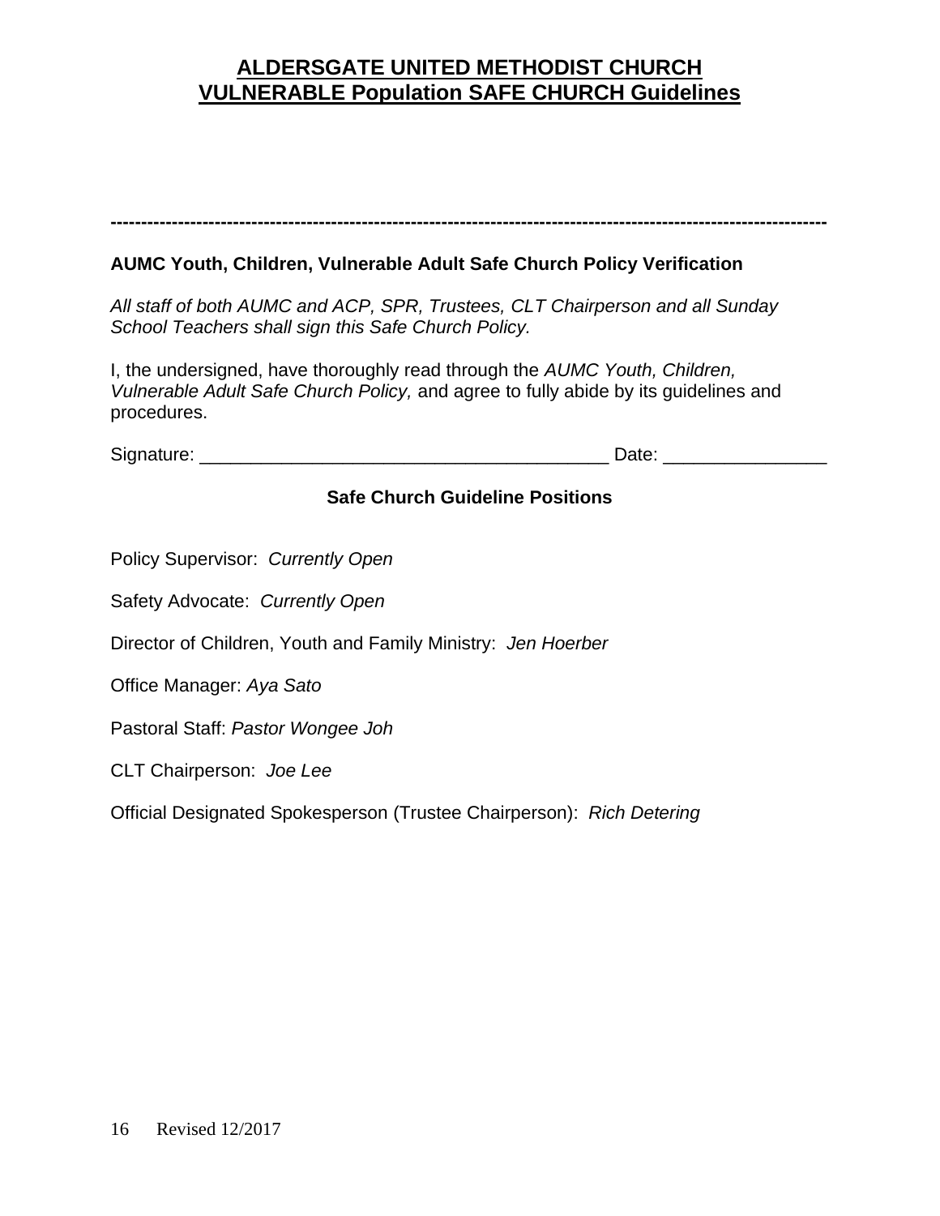# ALDERSGATE UNITED METHODIST CHURCH
# VULNERABLE Population SAFE CHURCH Guidelines

---

**AUMC Youth, Children, Vulnerable Adult Safe Church Policy Verification**

*All staff of both AUMC and ACP, SPR, Trustees, CLT Chairperson and all Sunday School Teachers shall sign this Safe Church Policy.*

I, the undersigned, have thoroughly read through the *AUMC Youth, Children, Vulnerable Adult Safe Church Policy,* and agree to fully abide by its guidelines and procedures.

Signature: ________________________________________ Date: ________________

**Safe Church Guideline Positions**

Policy Supervisor: *Currently Open*

Safety Advocate: *Currently Open*

Director of Children, Youth and Family Ministry: *Jen Hoerber*

Office Manager: *Aya Sato*

Pastoral Staff: *Pastor Wongee Joh*

CLT Chairperson: *Joe Lee*

Official Designated Spokesperson (Trustee Chairperson): *Rich Detering*

Revised 12/2017